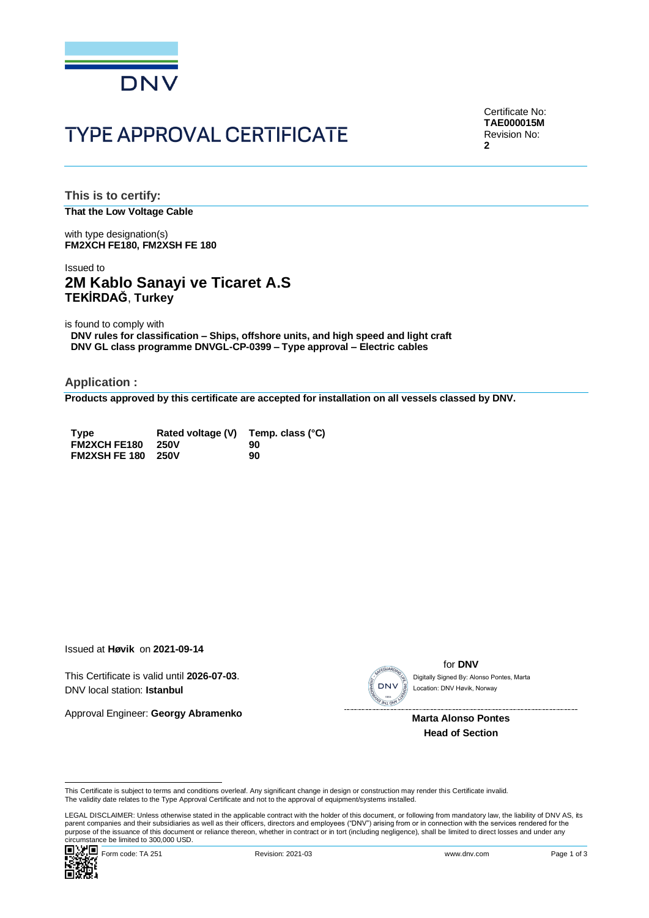DNV

# TYPE APPROVAL CERTIFICATE

Certificate No:
**TAE000015M**
Revision No:
**2**

## This is to certify:

**That the Low Voltage Cable**

with type designation(s)
**FM2XCH FE180, FM2XSH FE 180**

Issued to
## 2M Kablo Sanayi ve Ticaret A.S
**TEKİRDAĞ**, **Turkey**

is found to comply with
**DNV rules for classification – Ships, offshore units, and high speed and light craft**
**DNV GL class programme DNVGL-CP-0399 – Type approval – Electric cables**

## Application :

**Products approved by this certificate are accepted for installation on all vessels classed by DNV.**

| Type | Rated voltage (V) | Temp. class (°C) |
|---|---|---|
| FM2XCH FE180 | 250V | 90 |
| FM2XSH FE 180 | 250V | 90 |

Issued at **Høvik** on **2021-09-14**

This Certificate is valid until **2026-07-03**.
DNV local station: **Istanbul**

Approval Engineer: **Georgy Abramenko**

for **DNV**
Digitally Signed By: Alonso Pontes, Marta
Location: DNV Høvik, Norway

**Marta Alonso Pontes**
**Head of Section**

This Certificate is subject to terms and conditions overleaf. Any significant change in design or construction may render this Certificate invalid.
The validity date relates to the Type Approval Certificate and not to the approval of equipment/systems installed.

LEGAL DISCLAIMER: Unless otherwise stated in the applicable contract with the holder of this document, or following from mandatory law, the liability of DNV AS, its parent companies and their subsidiaries as well as their officers, directors and employees ("DNV") arising from or in connection with the services rendered for the purpose of the issuance of this document or reliance thereon, whether in contract or in tort (including negligence), shall be limited to direct losses and under any circumstance be limited to 300,000 USD.

Form code: TA 251 Revision: 2021-03 www.dnv.com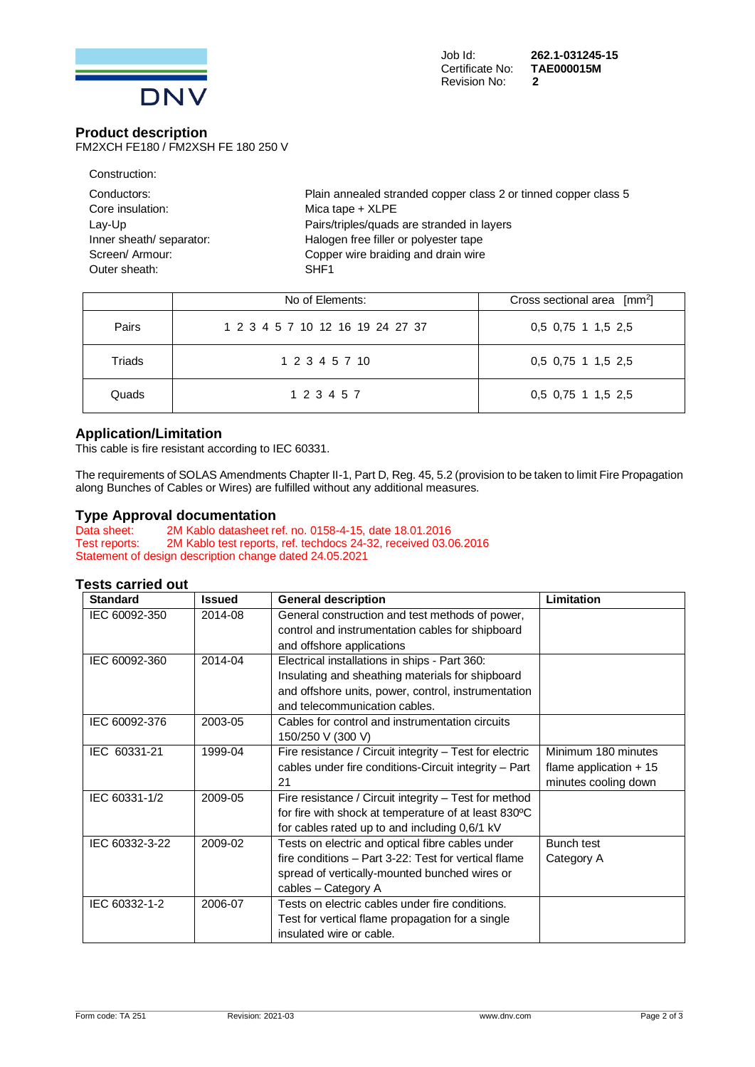DNV

Job Id: **262.1-031245-15**
Certificate No: **TAE000015M**
Revision No: **2**

## Product description

FM2XCH FE180 / FM2XSH FE 180 250 V

Construction:

| | |
|---|---|
| Conductors: | Plain annealed stranded copper class 2 or tinned copper class 5 |
| Core insulation: | Mica tape + XLPE |
| Lay-Up | Pairs/triples/quads are stranded in layers |
| Inner sheath/ separator: | Halogen free filler or polyester tape |
| Screen/ Armour: | Copper wire braiding and drain wire |
| Outer sheath: | SHF1 |

| | No of Elements: | Cross sectional area [$mm^2$] |
|---|---|---|
| Pairs | 1 2 3 4 5 7 10 12 16 19 24 27 37 | 0,5 0,75 1 1,5 2,5 |
| Triads | 1 2 3 4 5 7 10 | 0,5 0,75 1 1,5 2,5 |
| Quads | 1 2 3 4 5 7 | 0,5 0,75 1 1,5 2,5 |

## Application/Limitation

This cable is fire resistant according to IEC 60331.

The requirements of SOLAS Amendments Chapter II-1, Part D, Reg. 45, 5.2 (provision to be taken to limit Fire Propagation along Bunches of Cables or Wires) are fulfilled without any additional measures.

## Type Approval documentation

Data sheet: 2M Kablo datasheet ref. no. 0158-4-15, date 18.01.2016
Test reports: 2M Kablo test reports, ref. techdocs 24-32, received 03.06.2016
Statement of design description change dated 24.05.2021

## Tests carried out

| Standard | Issued | General description | Limitation |
|---|---|---|---|
| IEC 60092-350 | 2014-08 | General construction and test methods of power, control and instrumentation cables for shipboard and offshore applications | |
| IEC 60092-360 | 2014-04 | Electrical installations in ships - Part 360: Insulating and sheathing materials for shipboard and offshore units, power, control, instrumentation and telecommunication cables. | |
| IEC 60092-376 | 2003-05 | Cables for control and instrumentation circuits 150/250 V (300 V) | |
| IEC 60331-21 | 1999-04 | Fire resistance / Circuit integrity – Test for electric cables under fire conditions-Circuit integrity – Part 21 | Minimum 180 minutes flame application + 15 minutes cooling down |
| IEC 60331-1/2 | 2009-05 | Fire resistance / Circuit integrity – Test for method for fire with shock at temperature of at least 830ºC for cables rated up to and including 0,6/1 kV | |
| IEC 60332-3-22 | 2009-02 | Tests on electric and optical fibre cables under fire conditions – Part 3-22: Test for vertical flame spread of vertically-mounted bunched wires or cables – Category A | Bunch test Category A |
| IEC 60332-1-2 | 2006-07 | Tests on electric cables under fire conditions. Test for vertical flame propagation for a single insulated wire or cable. | |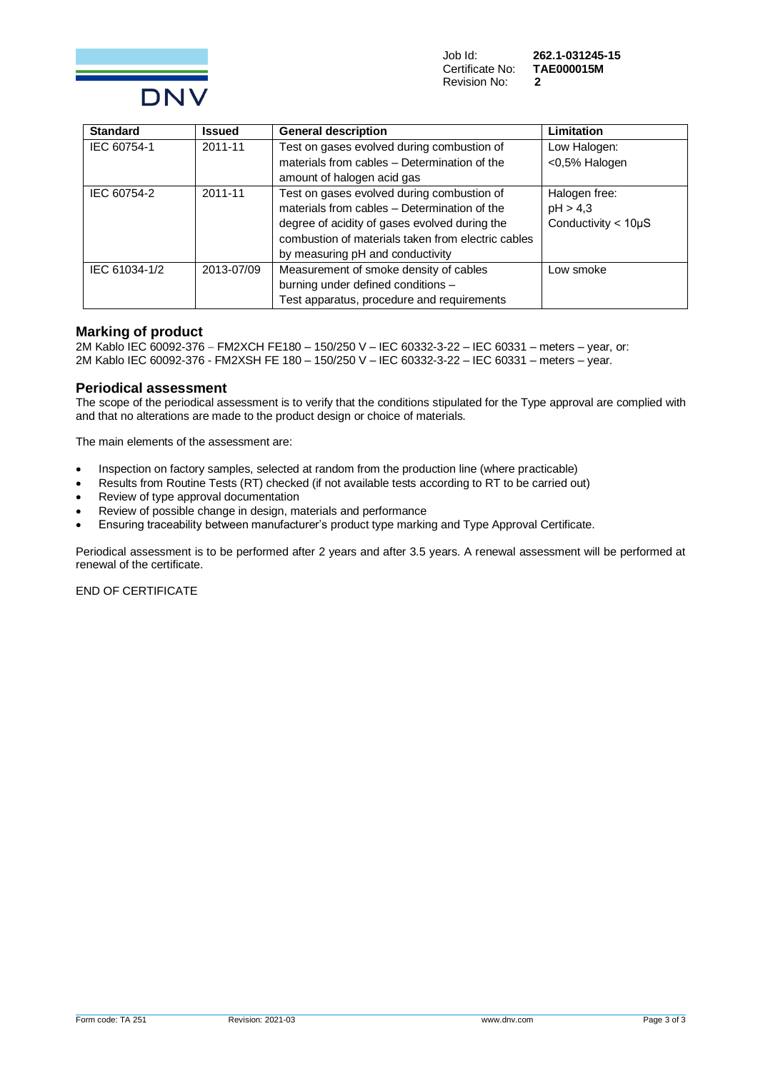| Standard | Issued | General description | Limitation |
| --- | --- | --- | --- |
| IEC 60754-1 | 2011-11 | Test on gases evolved during combustion of materials from cables – Determination of the amount of halogen acid gas | Low Halogen: <0,5% Halogen |
| IEC 60754-2 | 2011-11 | Test on gases evolved during combustion of materials from cables – Determination of the degree of acidity of gases evolved during the combustion of materials taken from electric cables by measuring pH and conductivity | Halogen free: pH > 4,3 Conductivity < 10µS |
| IEC 61034-1/2 | 2013-07/09 | Measurement of smoke density of cables burning under defined conditions – Test apparatus, procedure and requirements | Low smoke |

## Marking of product

2M Kablo IEC 60092-376 − FM2XCH FE180 – 150/250 V – IEC 60332-3-22 – IEC 60331 – meters – year, or:
2M Kablo IEC 60092-376 - FM2XSH FE 180 – 150/250 V – IEC 60332-3-22 – IEC 60331 – meters – year.

## Periodical assessment

The scope of the periodical assessment is to verify that the conditions stipulated for the Type approval are complied with and that no alterations are made to the product design or choice of materials.

The main elements of the assessment are:

- Inspection on factory samples, selected at random from the production line (where practicable)
- Results from Routine Tests (RT) checked (if not available tests according to RT to be carried out)
- Review of type approval documentation
- Review of possible change in design, materials and performance
- Ensuring traceability between manufacturer's product type marking and Type Approval Certificate.

Periodical assessment is to be performed after 2 years and after 3.5 years. A renewal assessment will be performed at renewal of the certificate.

END OF CERTIFICATE